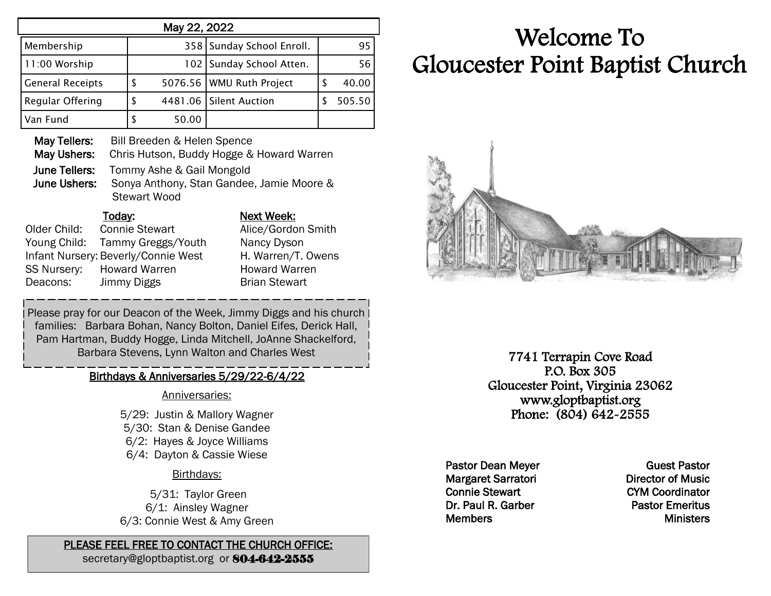| May 22, 2022 | | | |
|---|---|---|---|
| Membership | 358 | Sunday School Enroll. | 95 |
| 11:00 Worship | 102 | Sunday School Atten. | 56 |
| General Receipts | $ 5076.56 | WMU Ruth Project | $ 40.00 |
| Regular Offering | $ 4481.06 | Silent Auction | $ 505.50 |
| Van Fund | $ 50.00 | | |

**May Tellers:** Bill Breeden & Helen Spence
**May Ushers:** Chris Hutson, Buddy Hogge & Howard Warren
**June Tellers:** Tommy Ashe & Gail Mongold
**June Ushers:** Sonya Anthony, Stan Gandee, Jamie Moore & Stewart Wood

| | Today: | Next Week: |
|---|---|---|
| Older Child: | Connie Stewart | Alice/Gordon Smith |
| Young Child: | Tammy Greggs/Youth | Nancy Dyson |
| Infant Nursery: | Beverly/Connie West | H. Warren/T. Owens |
| SS Nursery: | Howard Warren | Howard Warren |
| Deacons: | Jimmy Diggs | Brian Stewart |

Please pray for our Deacon of the Week, Jimmy Diggs and his church families: Barbara Bohan, Nancy Bolton, Daniel Eifes, Derick Hall, Pam Hartman, Buddy Hogge, Linda Mitchell, JoAnne Shackelford, Barbara Stevens, Lynn Walton and Charles West

## Birthdays & Anniversaries 5/29/22-6/4/22

Anniversaries:

5/29: Justin & Mallory Wagner
5/30: Stan & Denise Gandee
6/2: Hayes & Joyce Williams
6/4: Dayton & Cassie Wiese

Birthdays:

5/31: Taylor Green
6/1: Ainsley Wagner
6/3: Connie West & Amy Green

**PLEASE FEEL FREE TO CONTACT THE CHURCH OFFICE:**
secretary@gloptbaptist.org or **804-642-2555**

# Welcome To Gloucester Point Baptist Church

7741 Terrapin Cove Road
P.O. Box 305
Gloucester Point, Virginia 23062
www.gloptbaptist.org
Phone: (804) 642-2555

| | |
|---|---|
| Pastor Dean Meyer | Guest Pastor |
| Margaret Sarratori | Director of Music |
| Connie Stewart | CYM Coordinator |
| Dr. Paul R. Garber | Pastor Emeritus |
| Members | Ministers |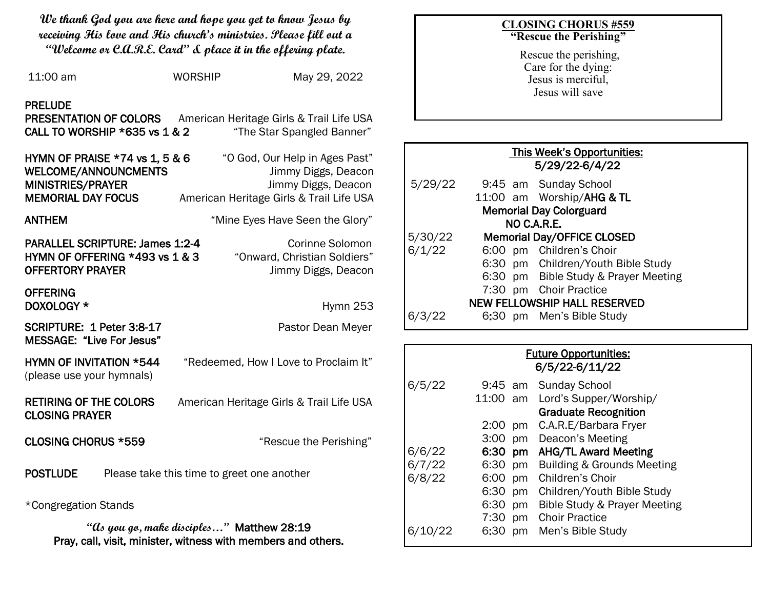***We thank God you are here and hope you get to know Jesus by receiving His love and His church's ministries. Please fill out a "Welcome or C.A.R.E. Card" & place it in the offering plate.***

11:00 am WORSHIP May 29, 2022

**PRELUDE**
**PRESENTATION OF COLORS** American Heritage Girls & Trail Life USA
**CALL TO WORSHIP *635 vs 1 & 2** "The Star Spangled Banner"

**HYMN OF PRAISE *74 vs 1, 5 & 6** "O God, Our Help in Ages Past"
**WELCOME/ANNOUNCMENTS** Jimmy Diggs, Deacon
**MINISTRIES/PRAYER** Jimmy Diggs, Deacon
**MEMORIAL DAY FOCUS** American Heritage Girls & Trail Life USA

**ANTHEM** "Mine Eyes Have Seen the Glory"

**PARALLEL SCRIPTURE: James 1:2-4** Corinne Solomon
**HYMN OF OFFERING *493 vs 1 & 3** "Onward, Christian Soldiers"
**OFFERTORY PRAYER** Jimmy Diggs, Deacon

**OFFERING**
**DOXOLOGY *** Hymn 253

**SCRIPTURE: 1 Peter 3:8-17** Pastor Dean Meyer
**MESSAGE: "Live For Jesus"**

**HYMN OF INVITATION *544** "Redeemed, How I Love to Proclaim It"
(please use your hymnals)

**RETIRING OF THE COLORS** American Heritage Girls & Trail Life USA
**CLOSING PRAYER**

**CLOSING CHORUS *559** "Rescue the Perishing"

**POSTLUDE** Please take this time to greet one another

*Congregation Stands

***"As you go, make disciples…"*** **Matthew 28:19**
**Pray, call, visit, minister, witness with members and others.**

---

**CLOSING CHORUS #559**
**"Rescue the Perishing"**

Rescue the perishing,
Care for the dying:
Jesus is merciful,
Jesus will save

---

**This Week's Opportunities:**
**5/29/22-6/4/22**

| | | |
|---|---|---|
| 5/29/22 | 9:45 am | Sunday School |
| | 11:00 am | Worship/**AHG & TL** |
| | | **Memorial Day Colorguard** |
| | | **NO C.A.R.E.** |
| 5/30/22 | | **Memorial Day/OFFICE CLOSED** |
| 6/1/22 | 6:00 pm | Children's Choir |
| | 6:30 pm | Children/Youth Bible Study |
| | 6:30 pm | Bible Study & Prayer Meeting |
| | 7:30 pm | Choir Practice |
| | | **NEW FELLOWSHIP HALL RESERVED** |
| 6/3/22 | 6:30 pm | Men's Bible Study |

**Future Opportunities:**
**6/5/22-6/11/22**

| | | |
|---|---|---|
| 6/5/22 | 9:45 am | Sunday School |
| | 11:00 am | Lord's Supper/Worship/ **Graduate Recognition** |
| | 2:00 pm | C.A.R.E/Barbara Fryer |
| | 3:00 pm | Deacon's Meeting |
| 6/6/22 | **6:30 pm** | **AHG/TL Award Meeting** |
| 6/7/22 | 6:30 pm | Building & Grounds Meeting |
| 6/8/22 | 6:00 pm | Children's Choir |
| | 6:30 pm | Children/Youth Bible Study |
| | 6:30 pm | Bible Study & Prayer Meeting |
| | 7:30 pm | Choir Practice |
| 6/10/22 | 6:30 pm | Men's Bible Study |